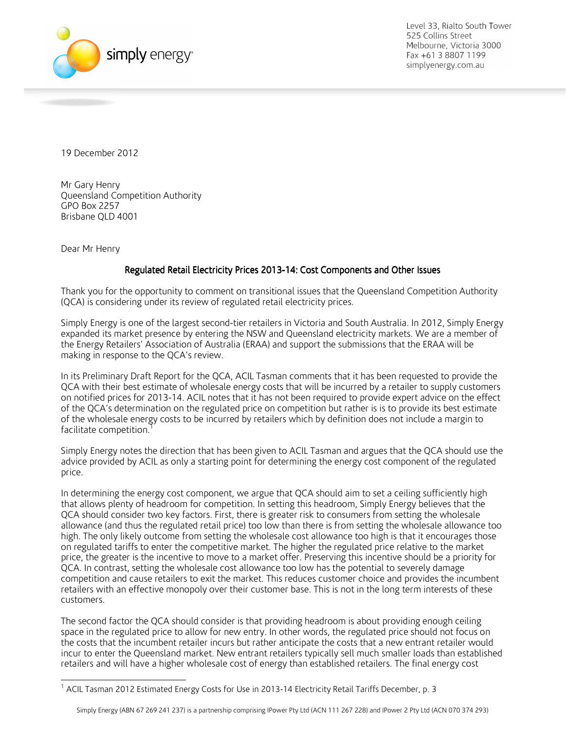simply energy

Level 33, Rialto South Tower
525 Collins Street
Melbourne, Victoria 3000
Fax +61 3 8807 1199
simplyenergy.com.au

19 December 2012

Mr Gary Henry
Queensland Competition Authority
GPO Box 2257
Brisbane QLD 4001

Dear Mr Henry

## Regulated Retail Electricity Prices 2013-14: Cost Components and Other Issues

Thank you for the opportunity to comment on transitional issues that the Queensland Competition Authority (QCA) is considering under its review of regulated retail electricity prices.

Simply Energy is one of the largest second-tier retailers in Victoria and South Australia. In 2012, Simply Energy expanded its market presence by entering the NSW and Queensland electricity markets. We are a member of the Energy Retailers' Association of Australia (ERAA) and support the submissions that the ERAA will be making in response to the QCA's review.

In its Preliminary Draft Report for the QCA, ACIL Tasman comments that it has been requested to provide the QCA with their best estimate of wholesale energy costs that will be incurred by a retailer to supply customers on notified prices for 2013-14. ACIL notes that it has not been required to provide expert advice on the effect of the QCA's determination on the regulated price on competition but rather is is to provide its best estimate of the wholesale energy costs to be incurred by retailers which by definition does not include a margin to facilitate competition.[1]

Simply Energy notes the direction that has been given to ACIL Tasman and argues that the QCA should use the advice provided by ACIL as only a starting point for determining the energy cost component of the regulated price.

In determining the energy cost component, we argue that QCA should aim to set a ceiling sufficiently high that allows plenty of headroom for competition. In setting this headroom, Simply Energy believes that the QCA should consider two key factors. First, there is greater risk to consumers from setting the wholesale allowance (and thus the regulated retail price) too low than there is from setting the wholesale allowance too high. The only likely outcome from setting the wholesale cost allowance too high is that it encourages those on regulated tariffs to enter the competitive market. The higher the regulated price relative to the market price, the greater is the incentive to move to a market offer. Preserving this incentive should be a priority for QCA. In contrast, setting the wholesale cost allowance too low has the potential to severely damage competition and cause retailers to exit the market. This reduces customer choice and provides the incumbent retailers with an effective monopoly over their customer base. This is not in the long term interests of these customers.

The second factor the QCA should consider is that providing headroom is about providing enough ceiling space in the regulated price to allow for new entry. In other words, the regulated price should not focus on the costs that the incumbent retailer incurs but rather anticipate the costs that a new entrant retailer would incur to enter the Queensland market. New entrant retailers typically sell much smaller loads than established retailers and will have a higher wholesale cost of energy than established retailers. The final energy cost

[1] ACIL Tasman 2012 Estimated Energy Costs for Use in 2013-14 Electricity Retail Tariffs December, p. 3

Simply Energy (ABN 67 269 241 237) is a partnership comprising IPower Pty Ltd (ACN 111 267 228) and IPower 2 Pty Ltd (ACN 070 374 293)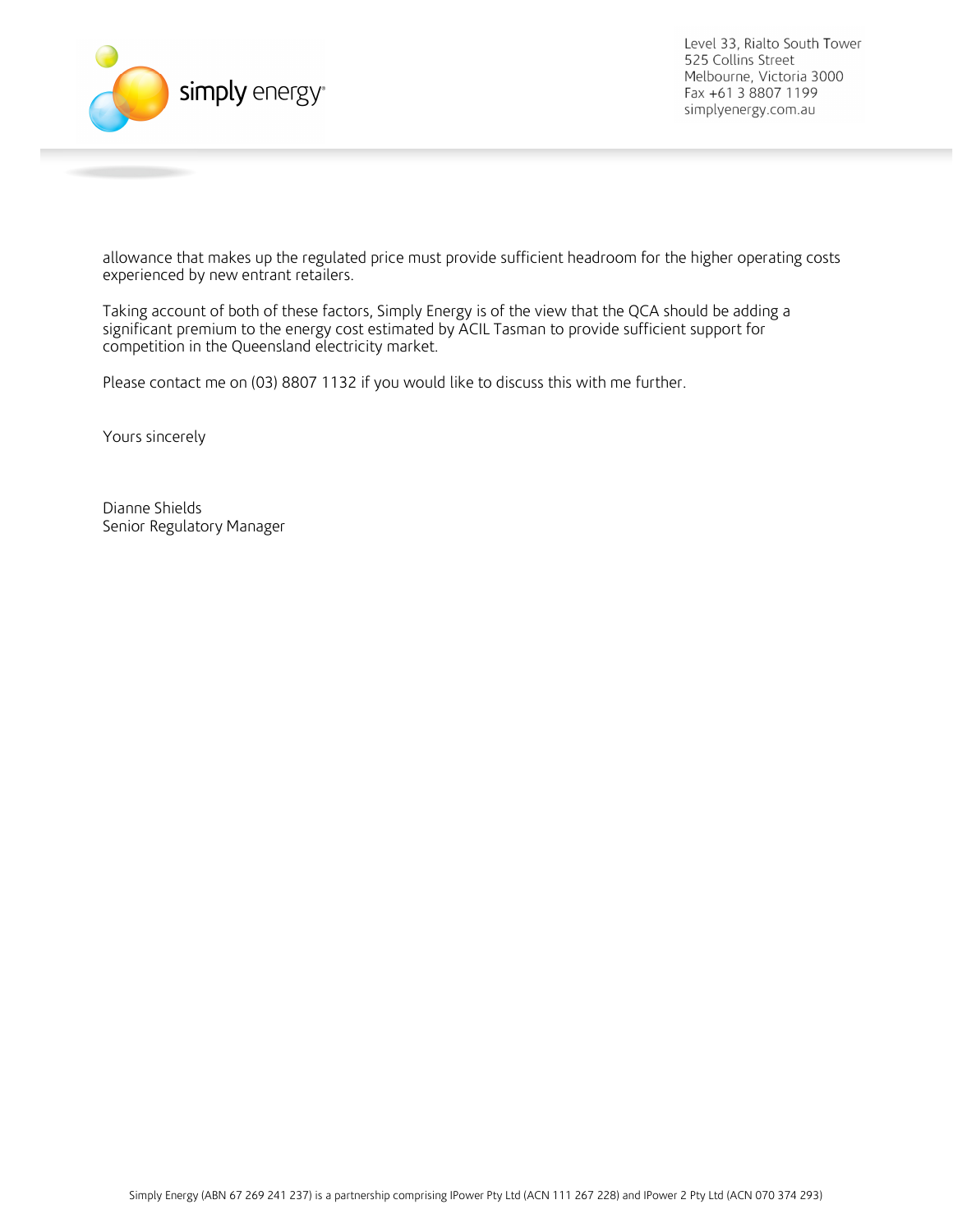Level 33, Rialto South Tower
525 Collins Street
Melbourne, Victoria 3000
Fax +61 3 8807 1199
simplyenergy.com.au

allowance that makes up the regulated price must provide sufficient headroom for the higher operating costs experienced by new entrant retailers.

Taking account of both of these factors, Simply Energy is of the view that the QCA should be adding a significant premium to the energy cost estimated by ACIL Tasman to provide sufficient support for competition in the Queensland electricity market.

Please contact me on (03) 8807 1132 if you would like to discuss this with me further.

Yours sincerely

Dianne Shields
Senior Regulatory Manager

Simply Energy (ABN 67 269 241 237) is a partnership comprising IPower Pty Ltd (ACN 111 267 228) and IPower 2 Pty Ltd (ACN 070 374 293)